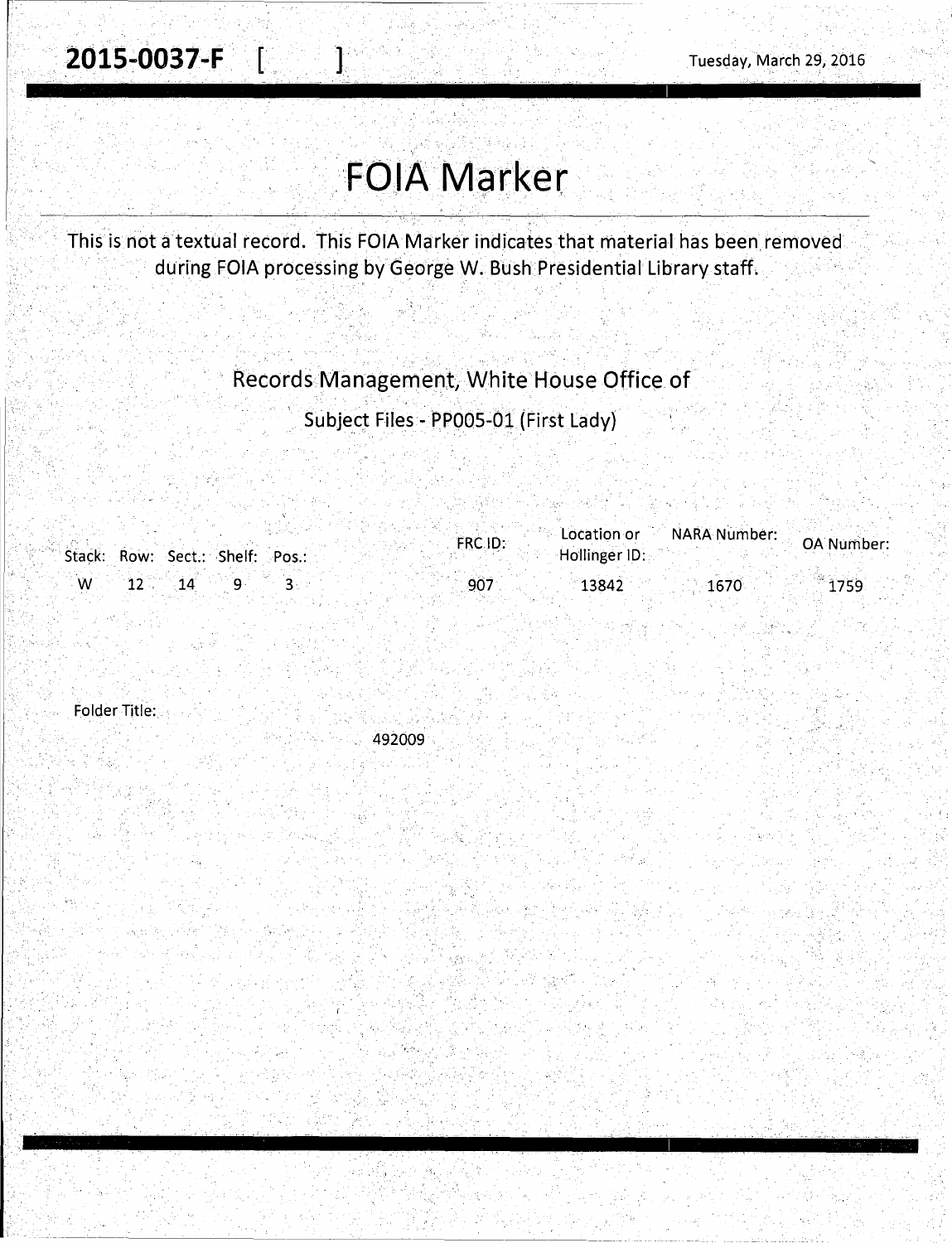2015-0037-F [ ]

Tuesday, March 29, 2016

# FOIA Marker

This is not a textual record. This FOIA Marker indicates that material has been removed during FOIA processing by George W. Bush Presidential Library staff.

## Records Management, White House Office of

### Subject Files - PP005-01 (First Lady)

| Stack: | Row: | Sect.: | Shelf: | Pos.: | FRC ID: | Location or Hollinger ID: | NARA Number: | OA Number: |
|---|---|---|---|---|---|---|---|---|
| W | 12 | 14 | 9 | 3 | 907 | 13842 | 1670 | 1759 |

Folder Title:

492009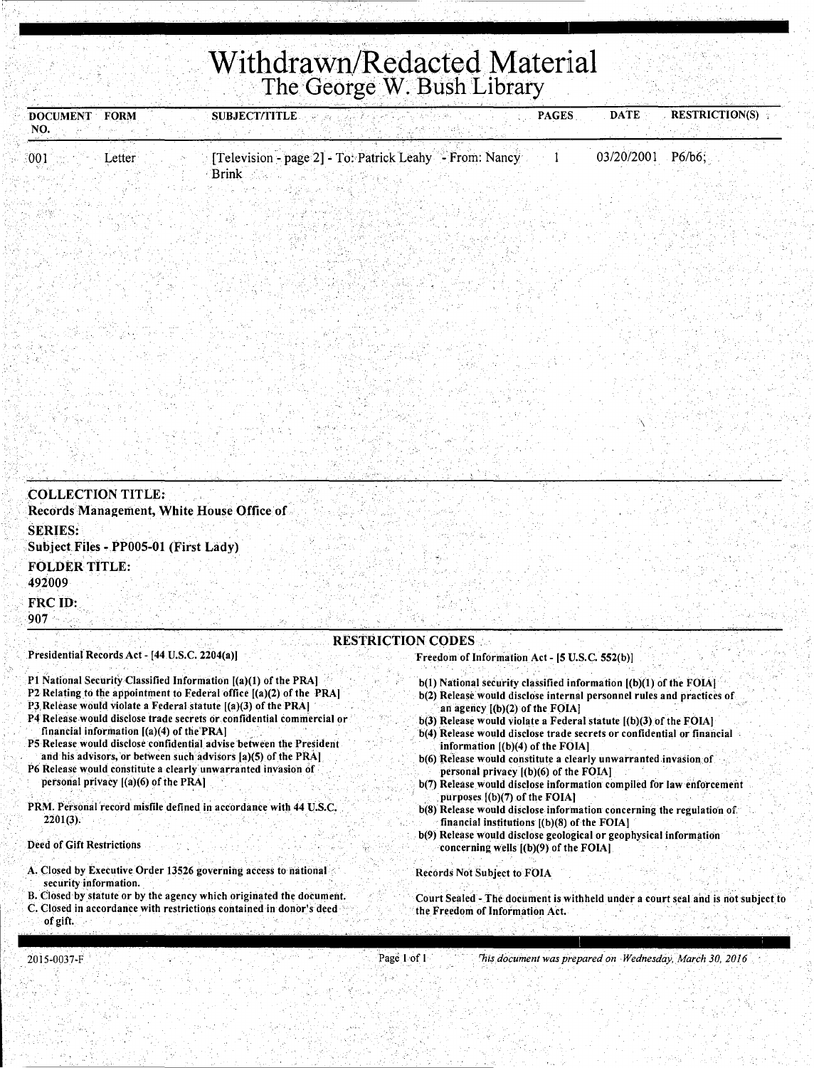# Withdrawn/Redacted Material

## The George W. Bush Library

| DOCUMENT NO. | FORM | SUBJECT/TITLE | PAGES | DATE | RESTRICTION(S) |
|---|---|---|---|---|---|
| 001 | Letter | [Television - page 2] - To: Patrick Leahy - From: Nancy Brink | 1 | 03/20/2001 | P6/b6; |

**COLLECTION TITLE:**
Records Management, White House Office of

**SERIES:**
Subject Files - PP005-01 (First Lady)

**FOLDER TITLE:**
492009

**FRC ID:**
907

### RESTRICTION CODES

**Presidential Records Act - [44 U.S.C. 2204(a)]**

- P1 National Security Classified Information [(a)(1) of the PRA]
- P2 Relating to the appointment to Federal office [(a)(2) of the PRA]
- P3 Release would violate a Federal statute [(a)(3) of the PRA]
- P4 Release would disclose trade secrets or confidential commercial or financial information [(a)(4) of the PRA]
- P5 Release would disclose confidential advise between the President and his advisors, or between such advisors [a)(5) of the PRA]
- P6 Release would constitute a clearly unwarranted invasion of personal privacy [(a)(6) of the PRA]

PRM. Personal record misfile defined in accordance with 44 U.S.C. 2201(3).

**Deed of Gift Restrictions**

- A. Closed by Executive Order 13526 governing access to national security information.
- B. Closed by statute or by the agency which originated the document.
- C. Closed in accordance with restrictions contained in donor's deed of gift.

**Freedom of Information Act - [5 U.S.C. 552(b)]**

- b(1) National security classified information [(b)(1) of the FOIA]
- b(2) Release would disclose internal personnel rules and practices of an agency [(b)(2) of the FOIA]
- b(3) Release would violate a Federal statute [(b)(3) of the FOIA]
- b(4) Release would disclose trade secrets or confidential or financial information [(b)(4) of the FOIA]
- b(6) Release would constitute a clearly unwarranted invasion of personal privacy [(b)(6) of the FOIA]
- b(7) Release would disclose information compiled for law enforcement purposes [(b)(7) of the FOIA]
- b(8) Release would disclose information concerning the regulation of financial institutions [(b)(8) of the FOIA]
- b(9) Release would disclose geological or geophysical information concerning wells [(b)(9) of the FOIA]

Records Not Subject to FOIA

Court Sealed - The document is withheld under a court seal and is not subject to the Freedom of Information Act.

2015-0037-F

*This document was prepared on Wednesday, March 30, 2016*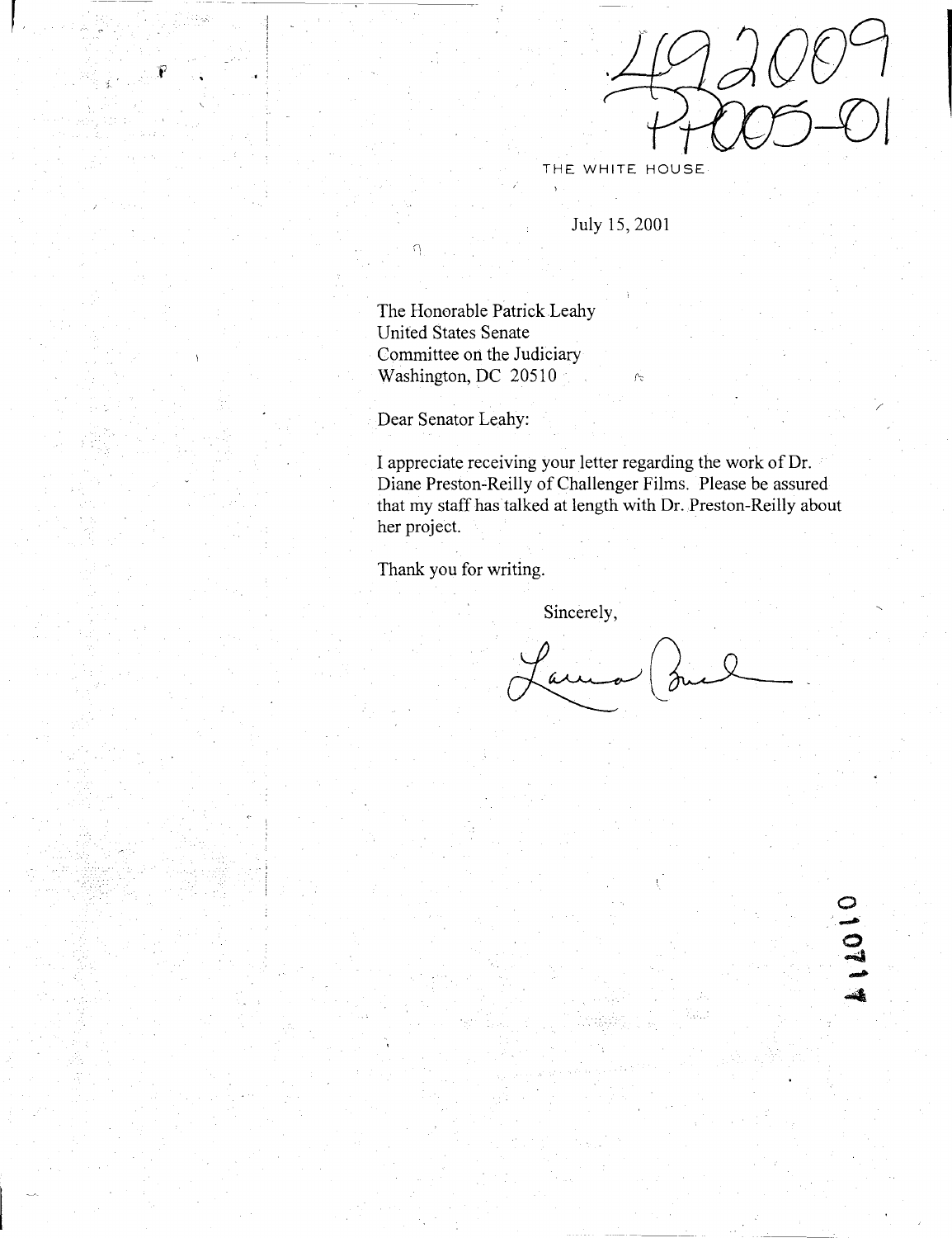492009
PP005-01

THE WHITE HOUSE

July 15, 2001

The Honorable Patrick Leahy
United States Senate
Committee on the Judiciary
Washington, DC 20510

Dear Senator Leahy:

I appreciate receiving your letter regarding the work of Dr. Diane Preston-Reilly of Challenger Films. Please be assured that my staff has talked at length with Dr. Preston-Reilly about her project.

Thank you for writing.

Sincerely,

Laura Bush

0107117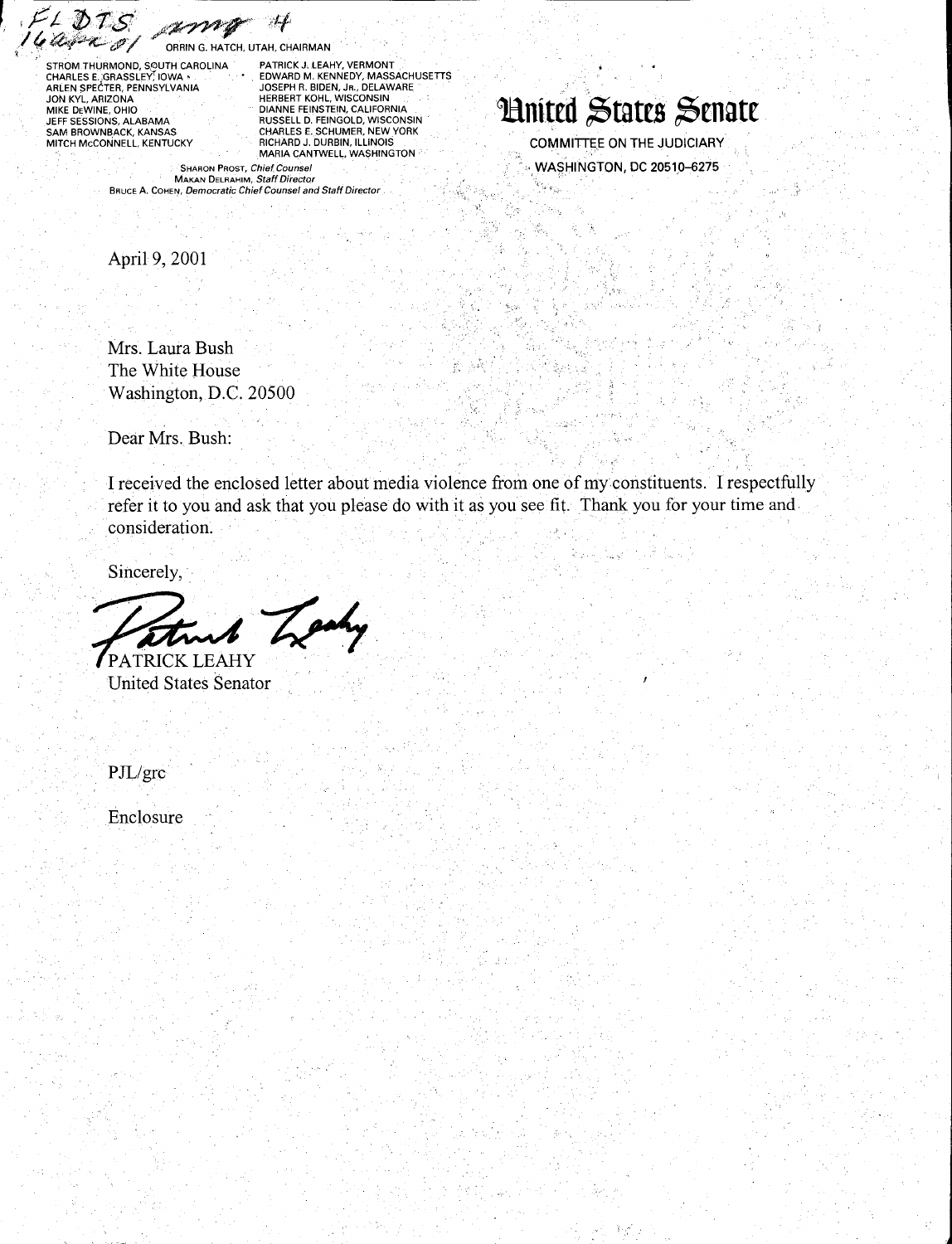FL DTS 16 Apr 01 amg #4

ORRIN G. HATCH, UTAH, CHAIRMAN

STROM THURMOND, SOUTH CAROLINA
CHARLES E. GRASSLEY, IOWA
ARLEN SPECTER, PENNSYLVANIA
JON KYL, ARIZONA
MIKE DeWINE, OHIO
JEFF SESSIONS, ALABAMA
SAM BROWNBACK, KANSAS
MITCH McCONNELL, KENTUCKY

PATRICK J. LEAHY, VERMONT
EDWARD M. KENNEDY, MASSACHUSETTS
JOSEPH R. BIDEN, JR., DELAWARE
HERBERT KOHL, WISCONSIN
DIANNE FEINSTEIN, CALIFORNIA
RUSSELL D. FEINGOLD, WISCONSIN
CHARLES E. SCHUMER, NEW YORK
RICHARD J. DURBIN, ILLINOIS
MARIA CANTWELL, WASHINGTON

SHARON PROST, *Chief Counsel*
MAKAN DELRAHIM, *Staff Director*
BRUCE A. COHEN, *Democratic Chief Counsel and Staff Director*

# United States Senate

COMMITTEE ON THE JUDICIARY
WASHINGTON, DC 20510–6275

April 9, 2001

Mrs. Laura Bush
The White House
Washington, D.C. 20500

Dear Mrs. Bush:

I received the enclosed letter about media violence from one of my constituents. I respectfully refer it to you and ask that you please do with it as you see fit. Thank you for your time and consideration.

Sincerely,

Patrick Leahy

PATRICK LEAHY
United States Senator

PJL/grc

Enclosure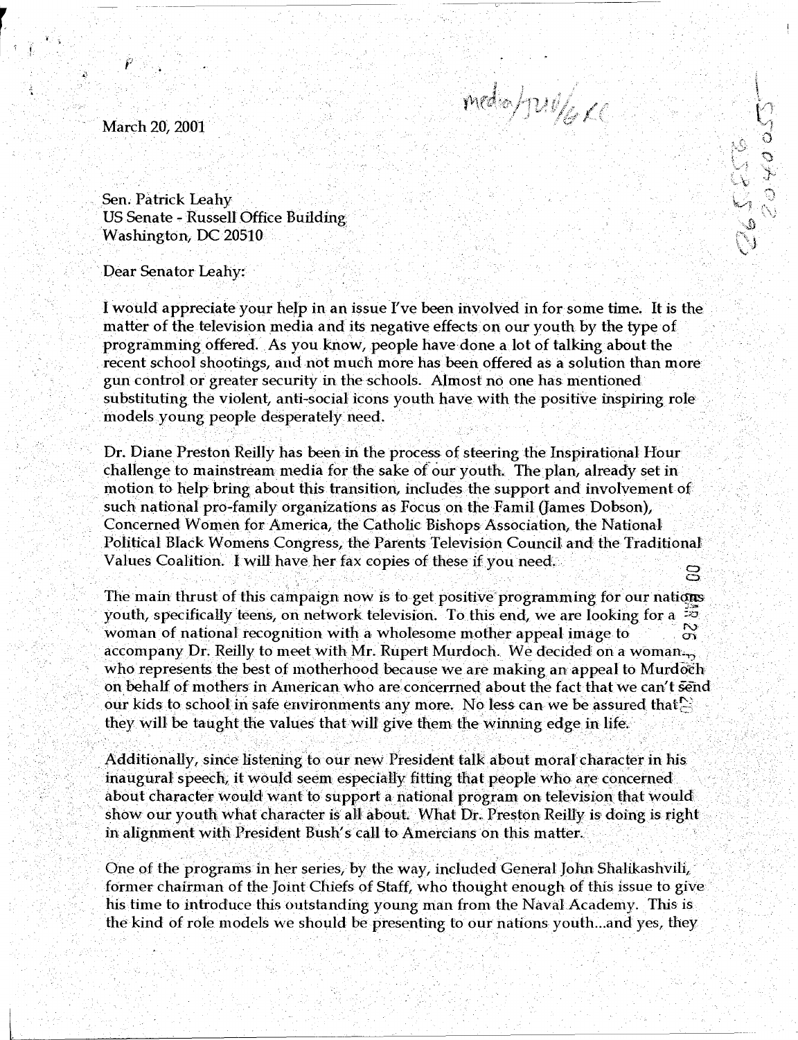March 20, 2001

Sen. Patrick Leahy
US Senate - Russell Office Building
Washington, DC 20510

Dear Senator Leahy:

I would appreciate your help in an issue I've been involved in for some time. It is the matter of the television media and its negative effects on our youth by the type of programming offered. As you know, people have done a lot of talking about the recent school shootings, and not much more has been offered as a solution than more gun control or greater security in the schools. Almost no one has mentioned substituting the violent, anti-social icons youth have with the positive inspiring role models young people desperately need.

Dr. Diane Preston Reilly has been in the process of steering the Inspirational Hour challenge to mainstream media for the sake of our youth. The plan, already set in motion to help bring about this transition, includes the support and involvement of such national pro-family organizations as Focus on the Famil (James Dobson), Concerned Women for America, the Catholic Bishops Association, the National Political Black Womens Congress, the Parents Television Council and the Traditional Values Coalition. I will have her fax copies of these if you need.

The main thrust of this campaign now is to get positive programming for our nations youth, specifically teens, on network television. To this end, we are looking for a woman of national recognition with a wholesome mother appeal image to accompany Dr. Reilly to meet with Mr. Rupert Murdoch. We decided on a woman who represents the best of motherhood because we are making an appeal to Murdoch on behalf of mothers in American who are concerrned about the fact that we can't send our kids to school in safe environments any more. No less can we be assured that they will be taught the values that will give them the winning edge in life.

Additionally, since listening to our new President talk about moral character in his inaugural speech, it would seem especially fitting that people who are concerned about character would want to support a national program on television that would show our youth what character is all about. What Dr. Preston Reilly is doing is right in alignment with President Bush's call to Amercians on this matter.

One of the programs in her series, by the way, included General John Shalikashvili, former chairman of the Joint Chiefs of Staff, who thought enough of this issue to give his time to introduce this outstanding young man from the Naval Academy. This is the kind of role models we should be presenting to our nations youth...and yes, they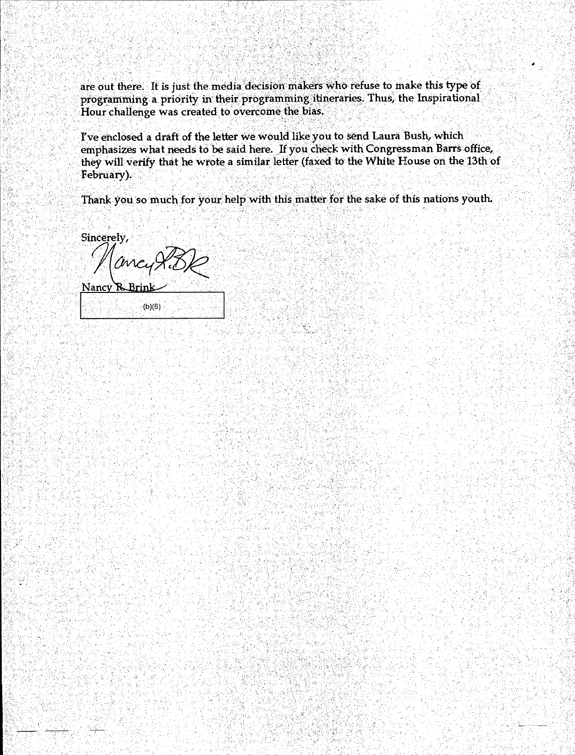are out there. It is just the media decision makers who refuse to make this type of programming a priority in their programming itineraries. Thus, the Inspirational Hour challenge was created to overcome the bias.

I've enclosed a draft of the letter we would like you to send Laura Bush, which emphasizes what needs to be said here. If you check with Congressman Barrs office, they will verify that he wrote a similar letter (faxed to the White House on the 13th of February).

Thank you so much for your help with this matter for the sake of this nations youth.

Sincerely,

Nancy R. Brink

(b)(6)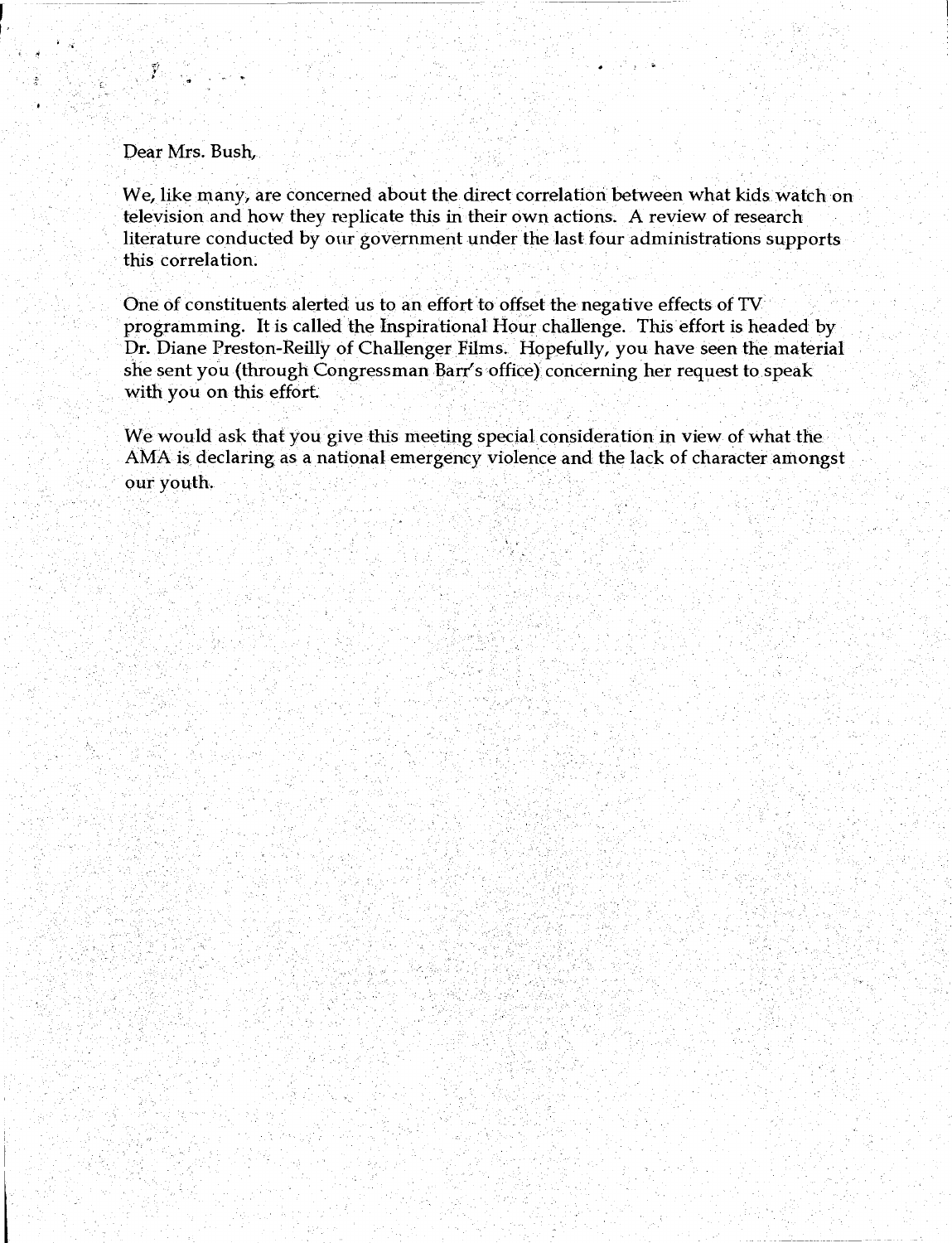Dear Mrs. Bush,

We, like many, are concerned about the direct correlation between what kids watch on television and how they replicate this in their own actions. A review of research literature conducted by our government under the last four administrations supports this correlation.

One of constituents alerted us to an effort to offset the negative effects of TV programming. It is called the Inspirational Hour challenge. This effort is headed by Dr. Diane Preston-Reilly of Challenger Films. Hopefully, you have seen the material she sent you (through Congressman Barr's office) concerning her request to speak with you on this effort.

We would ask that you give this meeting special consideration in view of what the AMA is declaring as a national emergency violence and the lack of character amongst our youth.